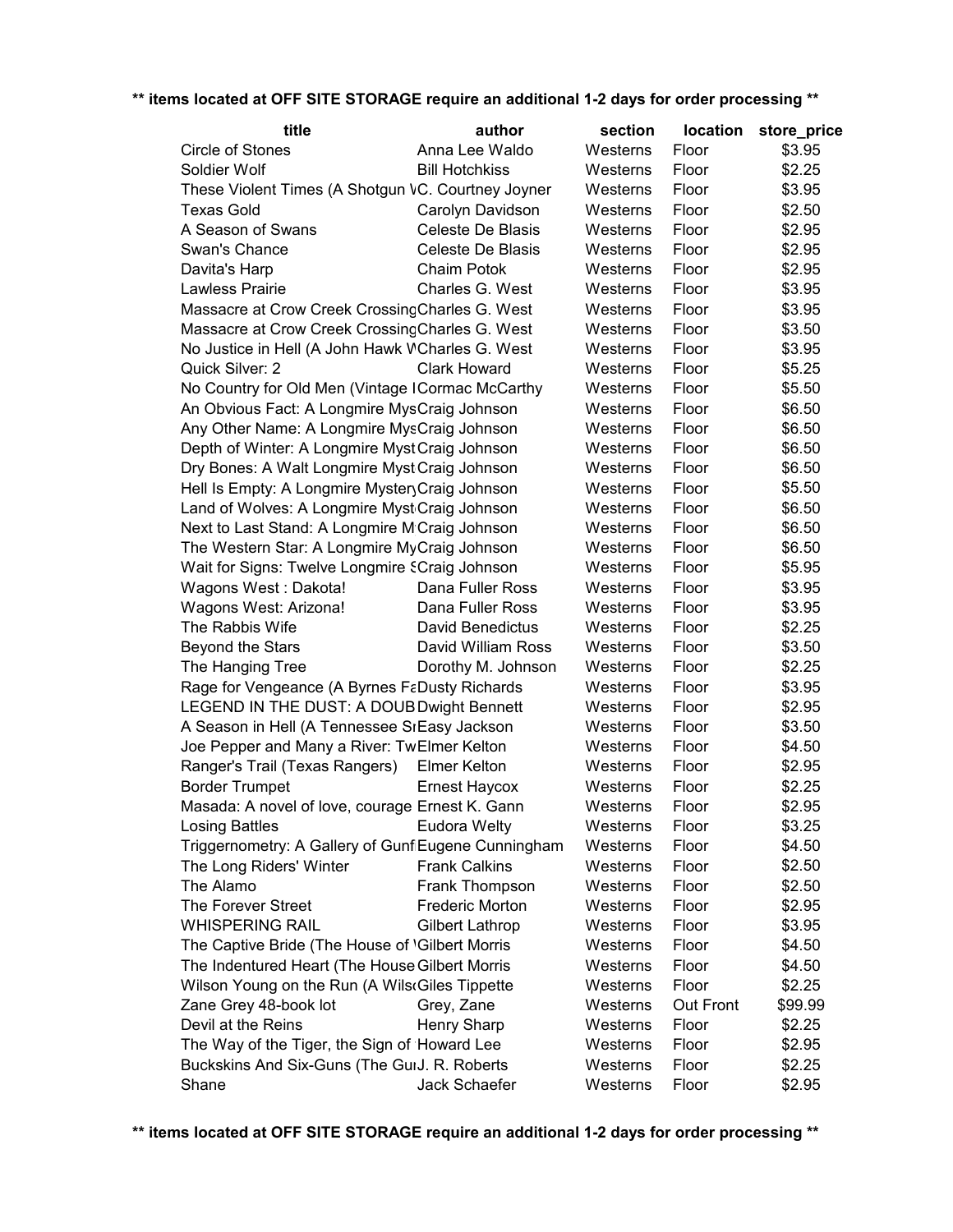**\*\* items located at OFF SITE STORAGE require an additional 1-2 days for order processing \*\***

| title | author | section | location | store_price |
|---|---|---|---|---|
| Circle of Stones | Anna Lee Waldo | Westerns | Floor | $3.95 |
| Soldier Wolf | Bill Hotchkiss | Westerns | Floor | $2.25 |
| These Violent Times (A Shotgun V | C. Courtney Joyner | Westerns | Floor | $3.95 |
| Texas Gold | Carolyn Davidson | Westerns | Floor | $2.50 |
| A Season of Swans | Celeste De Blasis | Westerns | Floor | $2.95 |
| Swan's Chance | Celeste De Blasis | Westerns | Floor | $2.95 |
| Davita's Harp | Chaim Potok | Westerns | Floor | $2.95 |
| Lawless Prairie | Charles G. West | Westerns | Floor | $3.95 |
| Massacre at Crow Creek Crossing | Charles G. West | Westerns | Floor | $3.95 |
| Massacre at Crow Creek Crossing | Charles G. West | Westerns | Floor | $3.50 |
| No Justice in Hell (A John Hawk W | Charles G. West | Westerns | Floor | $3.95 |
| Quick Silver: 2 | Clark Howard | Westerns | Floor | $5.25 |
| No Country for Old Men (Vintage I | Cormac McCarthy | Westerns | Floor | $5.50 |
| An Obvious Fact: A Longmire Mys | Craig Johnson | Westerns | Floor | $6.50 |
| Any Other Name: A Longmire Mys | Craig Johnson | Westerns | Floor | $6.50 |
| Depth of Winter: A Longmire Myst | Craig Johnson | Westerns | Floor | $6.50 |
| Dry Bones: A Walt Longmire Myst | Craig Johnson | Westerns | Floor | $6.50 |
| Hell Is Empty: A Longmire Mystery | Craig Johnson | Westerns | Floor | $5.50 |
| Land of Wolves: A Longmire Myst | Craig Johnson | Westerns | Floor | $6.50 |
| Next to Last Stand: A Longmire M | Craig Johnson | Westerns | Floor | $6.50 |
| The Western Star: A Longmire My | Craig Johnson | Westerns | Floor | $6.50 |
| Wait for Signs: Twelve Longmire S | Craig Johnson | Westerns | Floor | $5.95 |
| Wagons West : Dakota! | Dana Fuller Ross | Westerns | Floor | $3.95 |
| Wagons West: Arizona! | Dana Fuller Ross | Westerns | Floor | $3.95 |
| The Rabbis Wife | David Benedictus | Westerns | Floor | $2.25 |
| Beyond the Stars | David William Ross | Westerns | Floor | $3.50 |
| The Hanging Tree | Dorothy M. Johnson | Westerns | Floor | $2.25 |
| Rage for Vengeance (A Byrnes Fa | Dusty Richards | Westerns | Floor | $3.95 |
| LEGEND IN THE DUST: A DOUB | Dwight Bennett | Westerns | Floor | $2.95 |
| A Season in Hell (A Tennessee Sr | Easy Jackson | Westerns | Floor | $3.50 |
| Joe Pepper and Many a River: Tw | Elmer Kelton | Westerns | Floor | $4.50 |
| Ranger's Trail (Texas Rangers) | Elmer Kelton | Westerns | Floor | $2.95 |
| Border Trumpet | Ernest Haycox | Westerns | Floor | $2.25 |
| Masada: A novel of love, courage | Ernest K. Gann | Westerns | Floor | $2.95 |
| Losing Battles | Eudora Welty | Westerns | Floor | $3.25 |
| Triggernometry: A Gallery of Gunf | Eugene Cunningham | Westerns | Floor | $4.50 |
| The Long Riders' Winter | Frank Calkins | Westerns | Floor | $2.50 |
| The Alamo | Frank Thompson | Westerns | Floor | $2.50 |
| The Forever Street | Frederic Morton | Westerns | Floor | $2.95 |
| WHISPERING RAIL | Gilbert Lathrop | Westerns | Floor | $3.95 |
| The Captive Bride (The House of ' | Gilbert Morris | Westerns | Floor | $4.50 |
| The Indentured Heart (The House | Gilbert Morris | Westerns | Floor | $4.50 |
| Wilson Young on the Run (A Wils | Giles Tippette | Westerns | Floor | $2.25 |
| Zane Grey 48-book lot | Grey, Zane | Westerns | Out Front | $99.99 |
| Devil at the Reins | Henry Sharp | Westerns | Floor | $2.25 |
| The Way of the Tiger, the Sign of | Howard Lee | Westerns | Floor | $2.95 |
| Buckskins And Six-Guns (The Gu | J. R. Roberts | Westerns | Floor | $2.25 |
| Shane | Jack Schaefer | Westerns | Floor | $2.95 |

**\*\* items located at OFF SITE STORAGE require an additional 1-2 days for order processing \*\***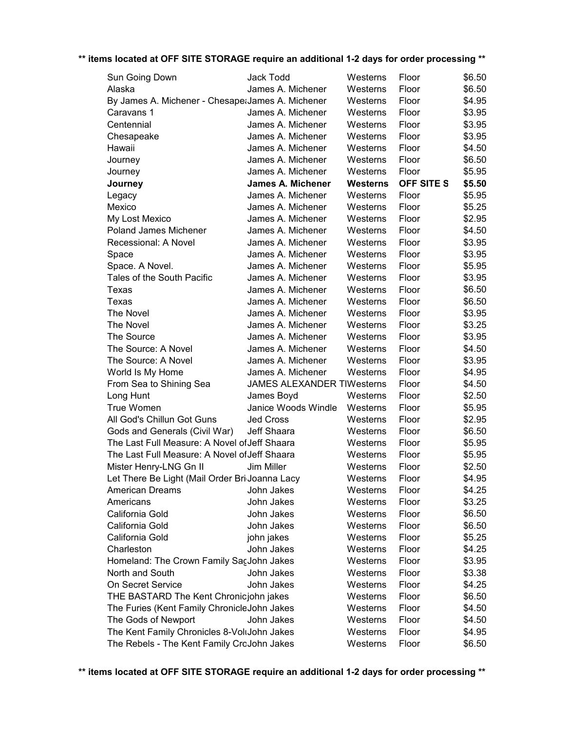**\*\* items located at OFF SITE STORAGE require an additional 1-2 days for order processing \*\***

| | | | | |
|---|---|---|---|---|
| Sun Going Down | Jack Todd | Westerns | Floor | $6.50 |
| Alaska | James A. Michener | Westerns | Floor | $6.50 |
| By James A. Michener - Chesape | James A. Michener | Westerns | Floor | $4.95 |
| Caravans 1 | James A. Michener | Westerns | Floor | $3.95 |
| Centennial | James A. Michener | Westerns | Floor | $3.95 |
| Chesapeake | James A. Michener | Westerns | Floor | $3.95 |
| Hawaii | James A. Michener | Westerns | Floor | $4.50 |
| Journey | James A. Michener | Westerns | Floor | $6.50 |
| Journey | James A. Michener | Westerns | Floor | $5.95 |
| **Journey** | **James A. Michener** | **Westerns** | **OFF SITE S** | **$5.50** |
| Legacy | James A. Michener | Westerns | Floor | $5.95 |
| Mexico | James A. Michener | Westerns | Floor | $5.25 |
| My Lost Mexico | James A. Michener | Westerns | Floor | $2.95 |
| Poland James Michener | James A. Michener | Westerns | Floor | $4.50 |
| Recessional: A Novel | James A. Michener | Westerns | Floor | $3.95 |
| Space | James A. Michener | Westerns | Floor | $3.95 |
| Space. A Novel. | James A. Michener | Westerns | Floor | $5.95 |
| Tales of the South Pacific | James A. Michener | Westerns | Floor | $3.95 |
| Texas | James A. Michener | Westerns | Floor | $6.50 |
| Texas | James A. Michener | Westerns | Floor | $6.50 |
| The Novel | James A. Michener | Westerns | Floor | $3.95 |
| The Novel | James A. Michener | Westerns | Floor | $3.25 |
| The Source | James A. Michener | Westerns | Floor | $3.95 |
| The Source: A Novel | James A. Michener | Westerns | Floor | $4.50 |
| The Source: A Novel | James A. Michener | Westerns | Floor | $3.95 |
| World Is My Home | James A. Michener | Westerns | Floor | $4.95 |
| From Sea to Shining Sea | JAMES ALEXANDER TI | Westerns | Floor | $4.50 |
| Long Hunt | James Boyd | Westerns | Floor | $2.50 |
| True Women | Janice Woods Windle | Westerns | Floor | $5.95 |
| All God's Chillun Got Guns | Jed Cross | Westerns | Floor | $2.95 |
| Gods and Generals (Civil War) | Jeff Shaara | Westerns | Floor | $6.50 |
| The Last Full Measure: A Novel of | Jeff Shaara | Westerns | Floor | $5.95 |
| The Last Full Measure: A Novel of | Jeff Shaara | Westerns | Floor | $5.95 |
| Mister Henry-LNG Gn II | Jim Miller | Westerns | Floor | $2.50 |
| Let There Be Light (Mail Order Bri | Joanna Lacy | Westerns | Floor | $4.95 |
| American Dreams | John Jakes | Westerns | Floor | $4.25 |
| Americans | John Jakes | Westerns | Floor | $3.25 |
| California Gold | John Jakes | Westerns | Floor | $6.50 |
| California Gold | John Jakes | Westerns | Floor | $6.50 |
| California Gold | john jakes | Westerns | Floor | $5.25 |
| Charleston | John Jakes | Westerns | Floor | $4.25 |
| Homeland: The Crown Family Sag | John Jakes | Westerns | Floor | $3.95 |
| North and South | John Jakes | Westerns | Floor | $3.38 |
| On Secret Service | John Jakes | Westerns | Floor | $4.25 |
| THE BASTARD The Kent Chronic | john jakes | Westerns | Floor | $6.50 |
| The Furies (Kent Family Chronicle | John Jakes | Westerns | Floor | $4.50 |
| The Gods of Newport | John Jakes | Westerns | Floor | $4.50 |
| The Kent Family Chronicles 8-Vol | John Jakes | Westerns | Floor | $4.95 |
| The Rebels - The Kent Family Cro | John Jakes | Westerns | Floor | $6.50 |

**\*\* items located at OFF SITE STORAGE require an additional 1-2 days for order processing \*\***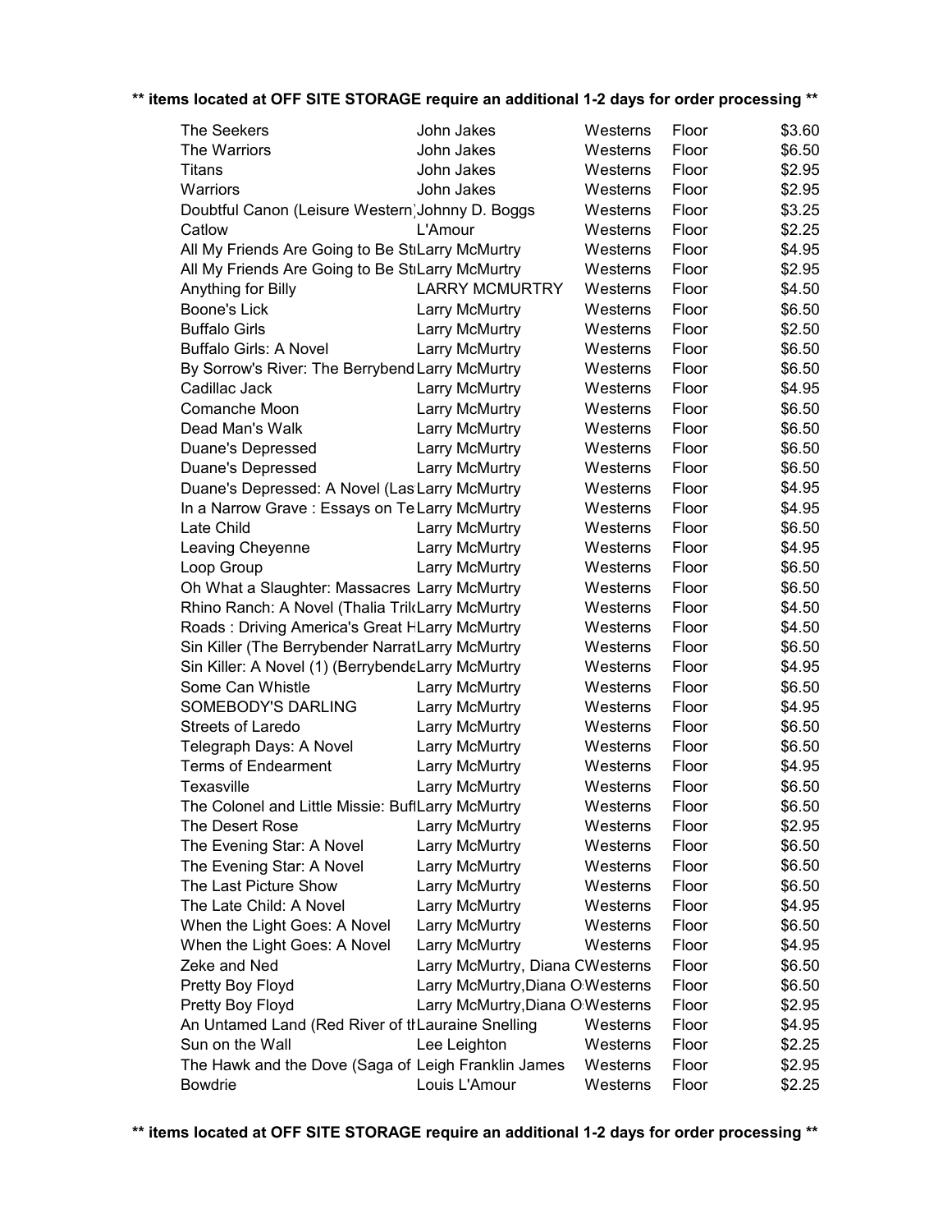**\*\* items located at OFF SITE STORAGE require an additional 1-2 days for order processing \*\***

| | | | | |
|---|---|---|---|---|
| The Seekers | John Jakes | Westerns | Floor | $3.60 |
| The Warriors | John Jakes | Westerns | Floor | $6.50 |
| Titans | John Jakes | Westerns | Floor | $2.95 |
| Warriors | John Jakes | Westerns | Floor | $2.95 |
| Doubtful Canon (Leisure Western) | Johnny D. Boggs | Westerns | Floor | $3.25 |
| Catlow | L'Amour | Westerns | Floor | $2.25 |
| All My Friends Are Going to Be Str | Larry McMurtry | Westerns | Floor | $4.95 |
| All My Friends Are Going to Be Str | Larry McMurtry | Westerns | Floor | $2.95 |
| Anything for Billy | LARRY MCMURTRY | Westerns | Floor | $4.50 |
| Boone's Lick | Larry McMurtry | Westerns | Floor | $6.50 |
| Buffalo Girls | Larry McMurtry | Westerns | Floor | $2.50 |
| Buffalo Girls: A Novel | Larry McMurtry | Westerns | Floor | $6.50 |
| By Sorrow's River: The Berrybend | Larry McMurtry | Westerns | Floor | $6.50 |
| Cadillac Jack | Larry McMurtry | Westerns | Floor | $4.95 |
| Comanche Moon | Larry McMurtry | Westerns | Floor | $6.50 |
| Dead Man's Walk | Larry McMurtry | Westerns | Floor | $6.50 |
| Duane's Depressed | Larry McMurtry | Westerns | Floor | $6.50 |
| Duane's Depressed | Larry McMurtry | Westerns | Floor | $6.50 |
| Duane's Depressed: A Novel (Las | Larry McMurtry | Westerns | Floor | $4.95 |
| In a Narrow Grave : Essays on Te | Larry McMurtry | Westerns | Floor | $4.95 |
| Late Child | Larry McMurtry | Westerns | Floor | $6.50 |
| Leaving Cheyenne | Larry McMurtry | Westerns | Floor | $4.95 |
| Loop Group | Larry McMurtry | Westerns | Floor | $6.50 |
| Oh What a Slaughter: Massacres | Larry McMurtry | Westerns | Floor | $6.50 |
| Rhino Ranch: A Novel (Thalia Tril | Larry McMurtry | Westerns | Floor | $4.50 |
| Roads : Driving America's Great H | Larry McMurtry | Westerns | Floor | $4.50 |
| Sin Killer (The Berrybender Narrat | Larry McMurtry | Westerns | Floor | $6.50 |
| Sin Killer: A Novel (1) (Berrybende | Larry McMurtry | Westerns | Floor | $4.95 |
| Some Can Whistle | Larry McMurtry | Westerns | Floor | $6.50 |
| SOMEBODY'S DARLING | Larry McMurtry | Westerns | Floor | $4.95 |
| Streets of Laredo | Larry McMurtry | Westerns | Floor | $6.50 |
| Telegraph Days: A Novel | Larry McMurtry | Westerns | Floor | $6.50 |
| Terms of Endearment | Larry McMurtry | Westerns | Floor | $4.95 |
| Texasville | Larry McMurtry | Westerns | Floor | $6.50 |
| The Colonel and Little Missie: Buff | Larry McMurtry | Westerns | Floor | $6.50 |
| The Desert Rose | Larry McMurtry | Westerns | Floor | $2.95 |
| The Evening Star: A Novel | Larry McMurtry | Westerns | Floor | $6.50 |
| The Evening Star: A Novel | Larry McMurtry | Westerns | Floor | $6.50 |
| The Last Picture Show | Larry McMurtry | Westerns | Floor | $6.50 |
| The Late Child: A Novel | Larry McMurtry | Westerns | Floor | $4.95 |
| When the Light Goes: A Novel | Larry McMurtry | Westerns | Floor | $6.50 |
| When the Light Goes: A Novel | Larry McMurtry | Westerns | Floor | $4.95 |
| Zeke and Ned | Larry McMurtry, Diana O | Westerns | Floor | $6.50 |
| Pretty Boy Floyd | Larry McMurtry,Diana O | Westerns | Floor | $6.50 |
| Pretty Boy Floyd | Larry McMurtry,Diana O | Westerns | Floor | $2.95 |
| An Untamed Land (Red River of th | Lauraine Snelling | Westerns | Floor | $4.95 |
| Sun on the Wall | Lee Leighton | Westerns | Floor | $2.25 |
| The Hawk and the Dove (Saga of | Leigh Franklin James | Westerns | Floor | $2.95 |
| Bowdrie | Louis L'Amour | Westerns | Floor | $2.25 |

**\*\* items located at OFF SITE STORAGE require an additional 1-2 days for order processing \*\***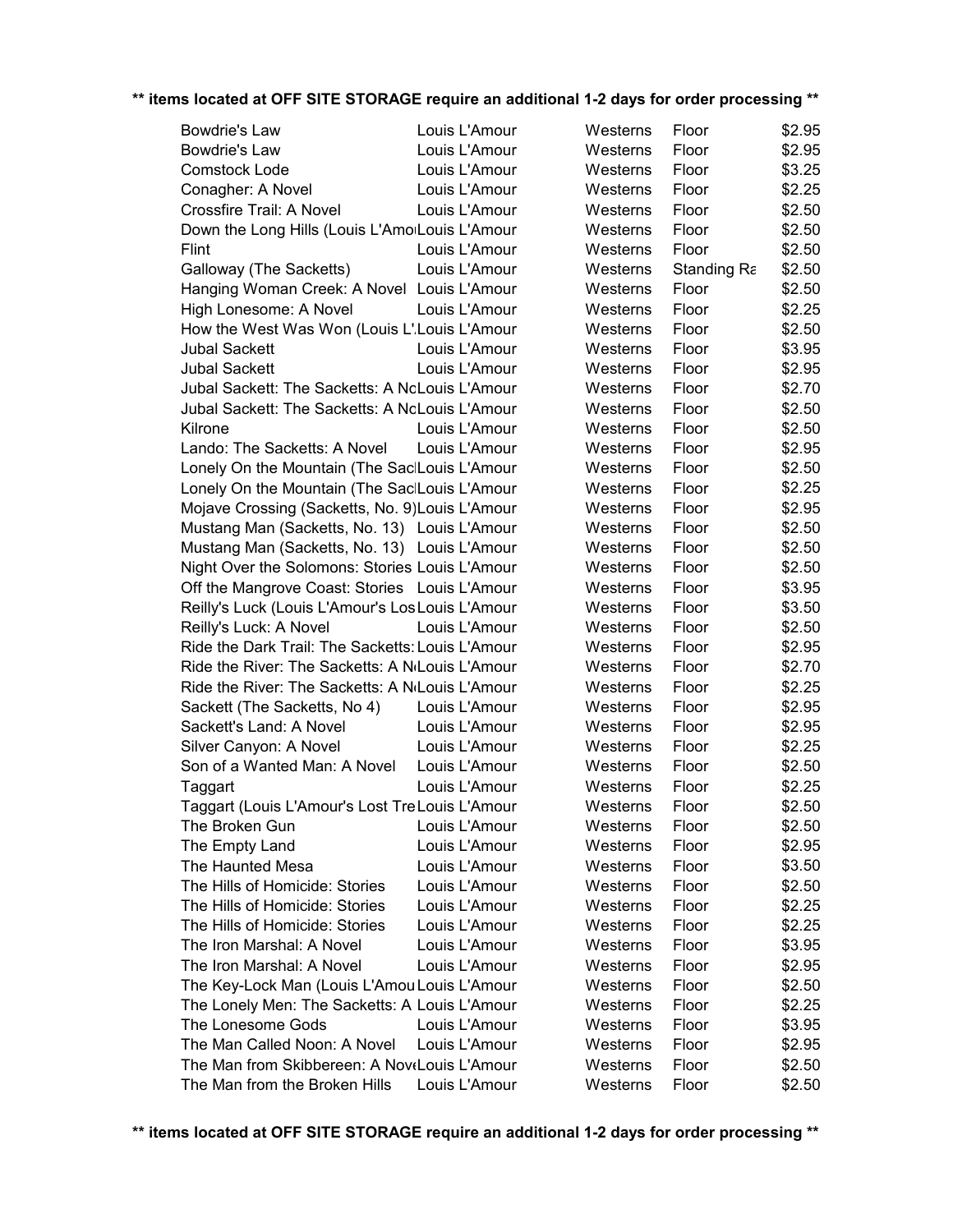**\*\* items located at OFF SITE STORAGE require an additional 1-2 days for order processing \*\***

| | | | | |
|---|---|---|---|---|
| Bowdrie's Law | Louis L'Amour | Westerns | Floor | $2.95 |
| Bowdrie's Law | Louis L'Amour | Westerns | Floor | $2.95 |
| Comstock Lode | Louis L'Amour | Westerns | Floor | $3.25 |
| Conagher: A Novel | Louis L'Amour | Westerns | Floor | $2.25 |
| Crossfire Trail: A Novel | Louis L'Amour | Westerns | Floor | $2.50 |
| Down the Long Hills (Louis L'Amo | Louis L'Amour | Westerns | Floor | $2.50 |
| Flint | Louis L'Amour | Westerns | Floor | $2.50 |
| Galloway (The Sacketts) | Louis L'Amour | Westerns | Standing Ra | $2.50 |
| Hanging Woman Creek: A Novel | Louis L'Amour | Westerns | Floor | $2.50 |
| High Lonesome: A Novel | Louis L'Amour | Westerns | Floor | $2.25 |
| How the West Was Won (Louis L' | Louis L'Amour | Westerns | Floor | $2.50 |
| Jubal Sackett | Louis L'Amour | Westerns | Floor | $3.95 |
| Jubal Sackett | Louis L'Amour | Westerns | Floor | $2.95 |
| Jubal Sackett: The Sacketts: A No | Louis L'Amour | Westerns | Floor | $2.70 |
| Jubal Sackett: The Sacketts: A No | Louis L'Amour | Westerns | Floor | $2.50 |
| Kilrone | Louis L'Amour | Westerns | Floor | $2.50 |
| Lando: The Sacketts: A Novel | Louis L'Amour | Westerns | Floor | $2.95 |
| Lonely On the Mountain (The Sac | Louis L'Amour | Westerns | Floor | $2.50 |
| Lonely On the Mountain (The Sac | Louis L'Amour | Westerns | Floor | $2.25 |
| Mojave Crossing (Sacketts, No. 9) | Louis L'Amour | Westerns | Floor | $2.95 |
| Mustang Man (Sacketts, No. 13) | Louis L'Amour | Westerns | Floor | $2.50 |
| Mustang Man (Sacketts, No. 13) | Louis L'Amour | Westerns | Floor | $2.50 |
| Night Over the Solomons: Stories | Louis L'Amour | Westerns | Floor | $2.50 |
| Off the Mangrove Coast: Stories | Louis L'Amour | Westerns | Floor | $3.95 |
| Reilly's Luck (Louis L'Amour's Los | Louis L'Amour | Westerns | Floor | $3.50 |
| Reilly's Luck: A Novel | Louis L'Amour | Westerns | Floor | $2.50 |
| Ride the Dark Trail: The Sacketts: | Louis L'Amour | Westerns | Floor | $2.95 |
| Ride the River: The Sacketts: A N | Louis L'Amour | Westerns | Floor | $2.70 |
| Ride the River: The Sacketts: A N | Louis L'Amour | Westerns | Floor | $2.25 |
| Sackett (The Sacketts, No 4) | Louis L'Amour | Westerns | Floor | $2.95 |
| Sackett's Land: A Novel | Louis L'Amour | Westerns | Floor | $2.95 |
| Silver Canyon: A Novel | Louis L'Amour | Westerns | Floor | $2.25 |
| Son of a Wanted Man: A Novel | Louis L'Amour | Westerns | Floor | $2.50 |
| Taggart | Louis L'Amour | Westerns | Floor | $2.25 |
| Taggart (Louis L'Amour's Lost Tre | Louis L'Amour | Westerns | Floor | $2.50 |
| The Broken Gun | Louis L'Amour | Westerns | Floor | $2.50 |
| The Empty Land | Louis L'Amour | Westerns | Floor | $2.95 |
| The Haunted Mesa | Louis L'Amour | Westerns | Floor | $3.50 |
| The Hills of Homicide: Stories | Louis L'Amour | Westerns | Floor | $2.50 |
| The Hills of Homicide: Stories | Louis L'Amour | Westerns | Floor | $2.25 |
| The Hills of Homicide: Stories | Louis L'Amour | Westerns | Floor | $2.25 |
| The Iron Marshal: A Novel | Louis L'Amour | Westerns | Floor | $3.95 |
| The Iron Marshal: A Novel | Louis L'Amour | Westerns | Floor | $2.95 |
| The Key-Lock Man (Louis L'Amou | Louis L'Amour | Westerns | Floor | $2.50 |
| The Lonely Men: The Sacketts: A | Louis L'Amour | Westerns | Floor | $2.25 |
| The Lonesome Gods | Louis L'Amour | Westerns | Floor | $3.95 |
| The Man Called Noon: A Novel | Louis L'Amour | Westerns | Floor | $2.95 |
| The Man from Skibbereen: A Nove | Louis L'Amour | Westerns | Floor | $2.50 |
| The Man from the Broken Hills | Louis L'Amour | Westerns | Floor | $2.50 |

**\*\* items located at OFF SITE STORAGE require an additional 1-2 days for order processing \*\***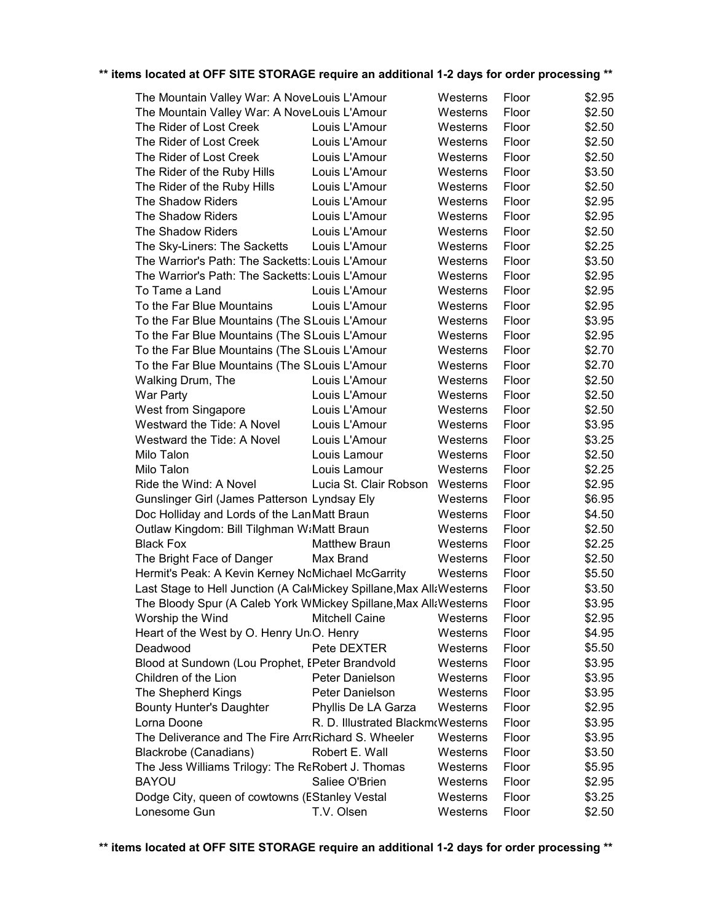**\*\* items located at OFF SITE STORAGE require an additional 1-2 days for order processing \*\***

| Title | Author | Category | Location | Price |
|---|---|---|---|---|
| The Mountain Valley War: A Nove | Louis L'Amour | Westerns | Floor | $2.95 |
| The Mountain Valley War: A Nove | Louis L'Amour | Westerns | Floor | $2.50 |
| The Rider of Lost Creek | Louis L'Amour | Westerns | Floor | $2.50 |
| The Rider of Lost Creek | Louis L'Amour | Westerns | Floor | $2.50 |
| The Rider of Lost Creek | Louis L'Amour | Westerns | Floor | $2.50 |
| The Rider of the Ruby Hills | Louis L'Amour | Westerns | Floor | $3.50 |
| The Rider of the Ruby Hills | Louis L'Amour | Westerns | Floor | $2.50 |
| The Shadow Riders | Louis L'Amour | Westerns | Floor | $2.95 |
| The Shadow Riders | Louis L'Amour | Westerns | Floor | $2.95 |
| The Shadow Riders | Louis L'Amour | Westerns | Floor | $2.50 |
| The Sky-Liners: The Sacketts | Louis L'Amour | Westerns | Floor | $2.25 |
| The Warrior's Path: The Sacketts: | Louis L'Amour | Westerns | Floor | $3.50 |
| The Warrior's Path: The Sacketts: | Louis L'Amour | Westerns | Floor | $2.95 |
| To Tame a Land | Louis L'Amour | Westerns | Floor | $2.95 |
| To the Far Blue Mountains | Louis L'Amour | Westerns | Floor | $2.95 |
| To the Far Blue Mountains (The S | Louis L'Amour | Westerns | Floor | $3.95 |
| To the Far Blue Mountains (The S | Louis L'Amour | Westerns | Floor | $2.95 |
| To the Far Blue Mountains (The S | Louis L'Amour | Westerns | Floor | $2.70 |
| To the Far Blue Mountains (The S | Louis L'Amour | Westerns | Floor | $2.70 |
| Walking Drum, The | Louis L'Amour | Westerns | Floor | $2.50 |
| War Party | Louis L'Amour | Westerns | Floor | $2.50 |
| West from Singapore | Louis L'Amour | Westerns | Floor | $2.50 |
| Westward the Tide: A Novel | Louis L'Amour | Westerns | Floor | $3.95 |
| Westward the Tide: A Novel | Louis L'Amour | Westerns | Floor | $3.25 |
| Milo Talon | Louis Lamour | Westerns | Floor | $2.50 |
| Milo Talon | Louis Lamour | Westerns | Floor | $2.25 |
| Ride the Wind: A Novel | Lucia St. Clair Robson | Westerns | Floor | $2.95 |
| Gunslinger Girl (James Patterson | Lyndsay Ely | Westerns | Floor | $6.95 |
| Doc Holliday and Lords of the Lan | Matt Braun | Westerns | Floor | $4.50 |
| Outlaw Kingdom: Bill Tilghman W | Matt Braun | Westerns | Floor | $2.50 |
| Black Fox | Matthew Braun | Westerns | Floor | $2.25 |
| The Bright Face of Danger | Max Brand | Westerns | Floor | $2.50 |
| Hermit's Peak: A Kevin Kerney No | Michael McGarrity | Westerns | Floor | $5.50 |
| Last Stage to Hell Junction (A Cal | Mickey Spillane,Max Alla | Westerns | Floor | $3.50 |
| The Bloody Spur (A Caleb York W | Mickey Spillane,Max Alla | Westerns | Floor | $3.95 |
| Worship the Wind | Mitchell Caine | Westerns | Floor | $2.95 |
| Heart of the West by O. Henry Un | O. Henry | Westerns | Floor | $4.95 |
| Deadwood | Pete DEXTER | Westerns | Floor | $5.50 |
| Blood at Sundown (Lou Prophet, E | Peter Brandvold | Westerns | Floor | $3.95 |
| Children of the Lion | Peter Danielson | Westerns | Floor | $3.95 |
| The Shepherd Kings | Peter Danielson | Westerns | Floor | $3.95 |
| Bounty Hunter's Daughter | Phyllis De LA Garza | Westerns | Floor | $2.95 |
| Lorna Doone | R. D. Illustrated Blackmo | Westerns | Floor | $3.95 |
| The Deliverance and The Fire Arr | Richard S. Wheeler | Westerns | Floor | $3.95 |
| Blackrobe (Canadians) | Robert E. Wall | Westerns | Floor | $3.50 |
| The Jess Williams Trilogy: The Re | Robert J. Thomas | Westerns | Floor | $5.95 |
| BAYOU | Saliee O'Brien | Westerns | Floor | $2.95 |
| Dodge City, queen of cowtowns (E | Stanley Vestal | Westerns | Floor | $3.25 |
| Lonesome Gun | T.V. Olsen | Westerns | Floor | $2.50 |

**\*\* items located at OFF SITE STORAGE require an additional 1-2 days for order processing \*\***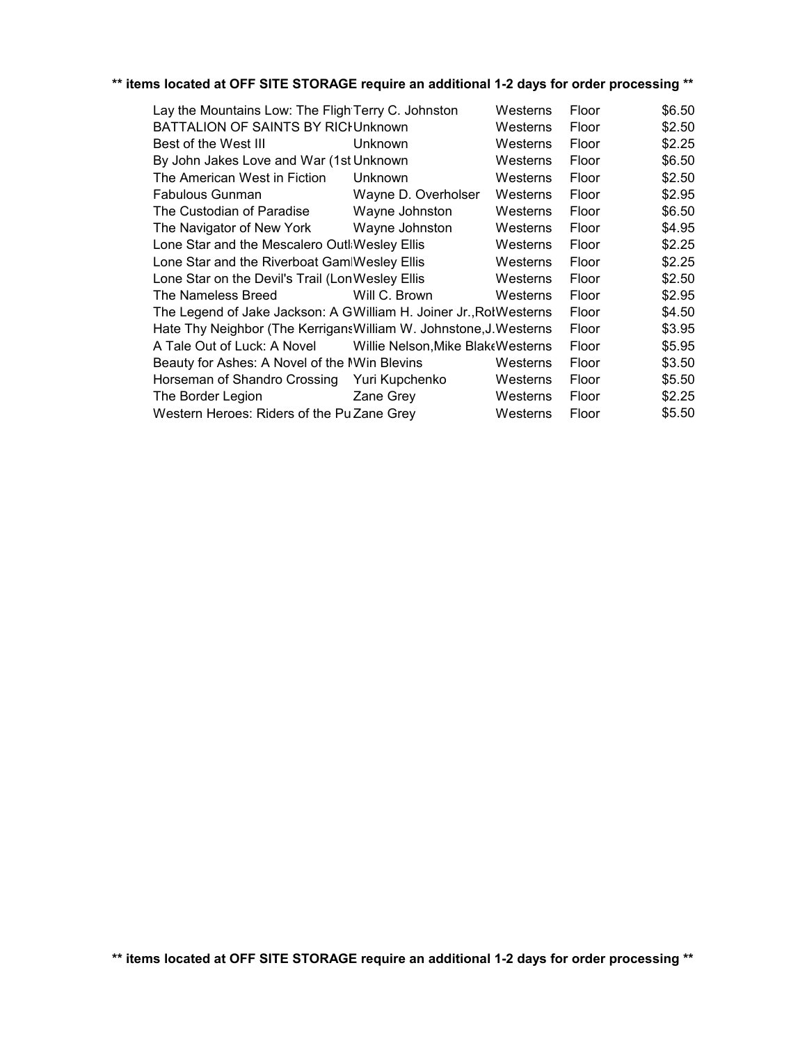| | | | | |
|---|---|---|---|---|
| Lay the Mountains Low: The Fligh | Terry C. Johnston | Westerns | Floor | $6.50 |
| BATTALION OF SAINTS BY RICH | Unknown | Westerns | Floor | $2.50 |
| Best of the West III | Unknown | Westerns | Floor | $2.25 |
| By John Jakes Love and War (1st | Unknown | Westerns | Floor | $6.50 |
| The American West in Fiction | Unknown | Westerns | Floor | $2.50 |
| Fabulous Gunman | Wayne D. Overholser | Westerns | Floor | $2.95 |
| The Custodian of Paradise | Wayne Johnston | Westerns | Floor | $6.50 |
| The Navigator of New York | Wayne Johnston | Westerns | Floor | $4.95 |
| Lone Star and the Mescalero Outl | Wesley Ellis | Westerns | Floor | $2.25 |
| Lone Star and the Riverboat Gam | Wesley Ellis | Westerns | Floor | $2.25 |
| Lone Star on the Devil's Trail (Lon | Wesley Ellis | Westerns | Floor | $2.50 |
| The Nameless Breed | Will C. Brown | Westerns | Floor | $2.95 |
| The Legend of Jake Jackson: A G | William H. Joiner Jr.,Rol | Westerns | Floor | $4.50 |
| Hate Thy Neighbor (The Kerrigans | William W. Johnstone,J. | Westerns | Floor | $3.95 |
| A Tale Out of Luck: A Novel | Willie Nelson,Mike Blake | Westerns | Floor | $5.95 |
| Beauty for Ashes: A Novel of the M | Win Blevins | Westerns | Floor | $3.50 |
| Horseman of Shandro Crossing | Yuri Kupchenko | Westerns | Floor | $5.50 |
| The Border Legion | Zane Grey | Westerns | Floor | $2.25 |
| Western Heroes: Riders of the Pu | Zane Grey | Westerns | Floor | $5.50 |